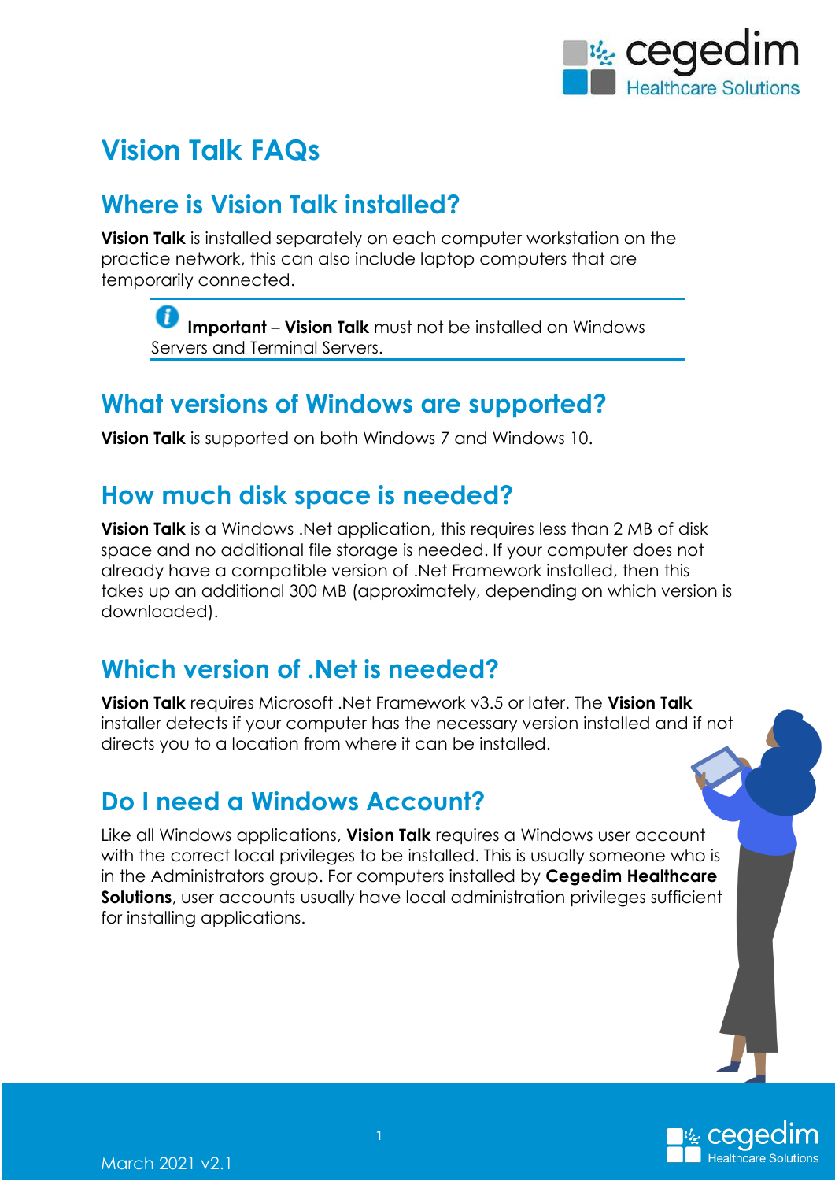# Vision Talk FAQs

## Where is Vision Talk installed?

**Vision Talk** is installed separately on each computer workstation on the practice network, this can also include laptop computers that are temporarily connected.

> **Important** – **Vision Talk** must not be installed on Windows Servers and Terminal Servers.

## What versions of Windows are supported?

**Vision Talk** is supported on both Windows 7 and Windows 10.

## How much disk space is needed?

**Vision Talk** is a Windows .Net application, this requires less than 2 MB of disk space and no additional file storage is needed. If your computer does not already have a compatible version of .Net Framework installed, then this takes up an additional 300 MB (approximately, depending on which version is downloaded).

## Which version of .Net is needed?

**Vision Talk** requires Microsoft .Net Framework v3.5 or later. The **Vision Talk** installer detects if your computer has the necessary version installed and if not directs you to a location from where it can be installed.

## Do I need a Windows Account?

Like all Windows applications, **Vision Talk** requires a Windows user account with the correct local privileges to be installed. This is usually someone who is in the Administrators group. For computers installed by **Cegedim Healthcare Solutions**, user accounts usually have local administration privileges sufficient for installing applications.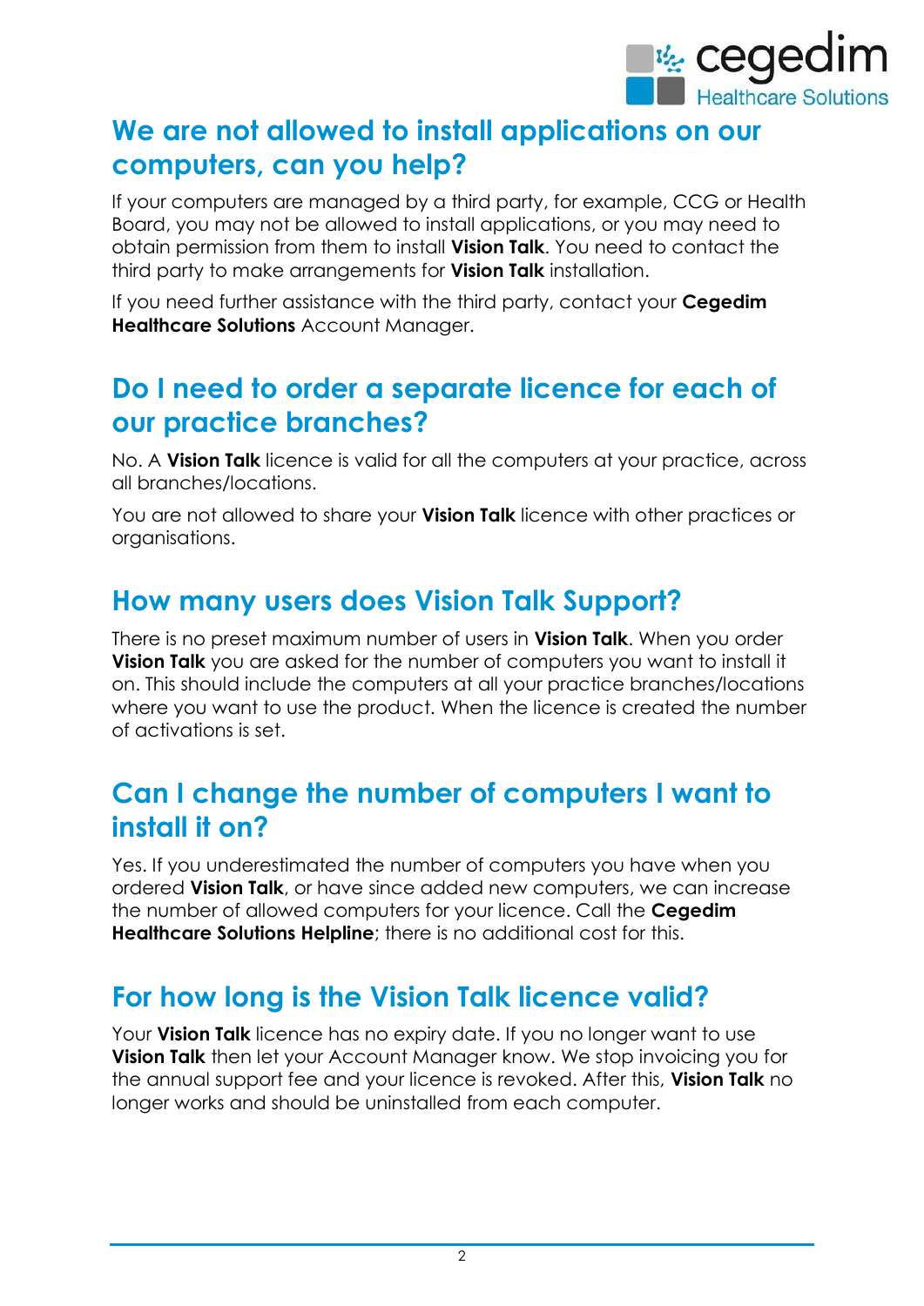## We are not allowed to install applications on our computers, can you help?

If your computers are managed by a third party, for example, CCG or Health Board, you may not be allowed to install applications, or you may need to obtain permission from them to install **Vision Talk**. You need to contact the third party to make arrangements for **Vision Talk** installation.

If you need further assistance with the third party, contact your **Cegedim Healthcare Solutions** Account Manager.

## Do I need to order a separate licence for each of our practice branches?

No. A **Vision Talk** licence is valid for all the computers at your practice, across all branches/locations.

You are not allowed to share your **Vision Talk** licence with other practices or organisations.

## How many users does Vision Talk Support?

There is no preset maximum number of users in **Vision Talk**. When you order **Vision Talk** you are asked for the number of computers you want to install it on. This should include the computers at all your practice branches/locations where you want to use the product. When the licence is created the number of activations is set.

## Can I change the number of computers I want to install it on?

Yes. If you underestimated the number of computers you have when you ordered **Vision Talk**, or have since added new computers, we can increase the number of allowed computers for your licence. Call the **Cegedim Healthcare Solutions Helpline**; there is no additional cost for this.

## For how long is the Vision Talk licence valid?

Your **Vision Talk** licence has no expiry date. If you no longer want to use **Vision Talk** then let your Account Manager know. We stop invoicing you for the annual support fee and your licence is revoked. After this, **Vision Talk** no longer works and should be uninstalled from each computer.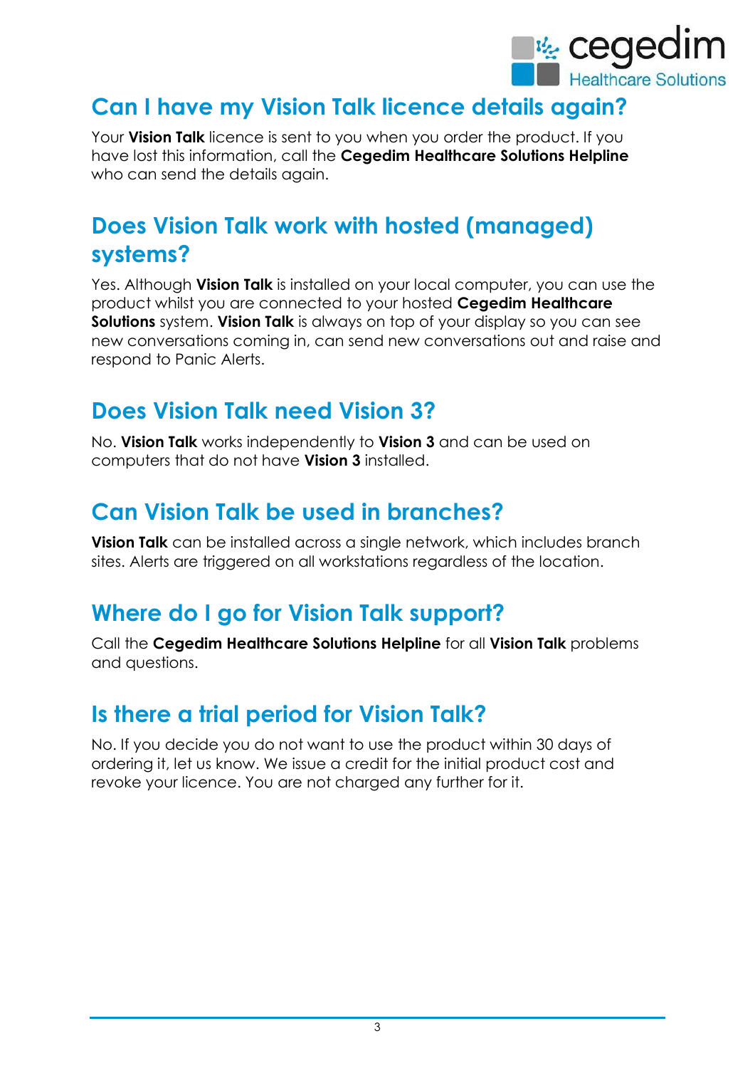## Can I have my Vision Talk licence details again?

Your **Vision Talk** licence is sent to you when you order the product. If you have lost this information, call the **Cegedim Healthcare Solutions Helpline** who can send the details again.

## Does Vision Talk work with hosted (managed) systems?

Yes. Although **Vision Talk** is installed on your local computer, you can use the product whilst you are connected to your hosted **Cegedim Healthcare Solutions** system. **Vision Talk** is always on top of your display so you can see new conversations coming in, can send new conversations out and raise and respond to Panic Alerts.

## Does Vision Talk need Vision 3?

No. **Vision Talk** works independently to **Vision 3** and can be used on computers that do not have **Vision 3** installed.

## Can Vision Talk be used in branches?

**Vision Talk** can be installed across a single network, which includes branch sites. Alerts are triggered on all workstations regardless of the location.

## Where do I go for Vision Talk support?

Call the **Cegedim Healthcare Solutions Helpline** for all **Vision Talk** problems and questions.

## Is there a trial period for Vision Talk?

No. If you decide you do not want to use the product within 30 days of ordering it, let us know. We issue a credit for the initial product cost and revoke your licence. You are not charged any further for it.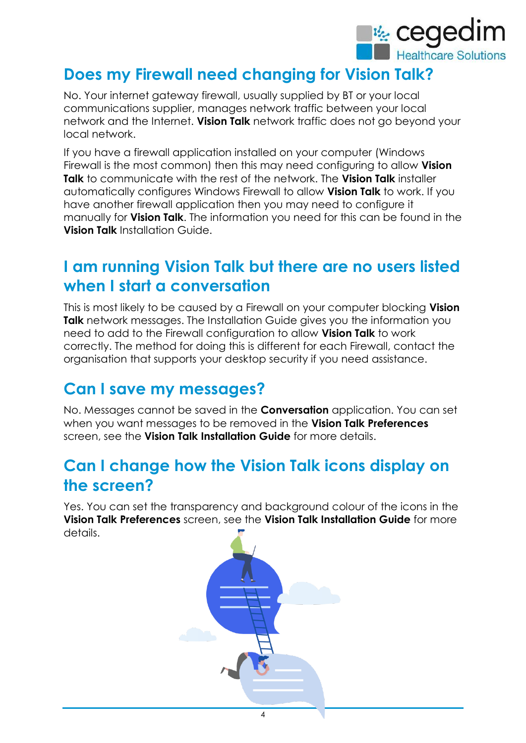## Does my Firewall need changing for Vision Talk?

No. Your internet gateway firewall, usually supplied by BT or your local communications supplier, manages network traffic between your local network and the Internet. **Vision Talk** network traffic does not go beyond your local network.

If you have a firewall application installed on your computer (Windows Firewall is the most common) then this may need configuring to allow **Vision Talk** to communicate with the rest of the network. The **Vision Talk** installer automatically configures Windows Firewall to allow **Vision Talk** to work. If you have another firewall application then you may need to configure it manually for **Vision Talk**. The information you need for this can be found in the **Vision Talk** Installation Guide.

## I am running Vision Talk but there are no users listed when I start a conversation

This is most likely to be caused by a Firewall on your computer blocking **Vision Talk** network messages. The Installation Guide gives you the information you need to add to the Firewall configuration to allow **Vision Talk** to work correctly. The method for doing this is different for each Firewall, contact the organisation that supports your desktop security if you need assistance.

## Can I save my messages?

No. Messages cannot be saved in the **Conversation** application. You can set when you want messages to be removed in the **Vision Talk Preferences** screen, see the **Vision Talk Installation Guide** for more details.

## Can I change how the Vision Talk icons display on the screen?

Yes. You can set the transparency and background colour of the icons in the **Vision Talk Preferences** screen, see the **Vision Talk Installation Guide** for more details.